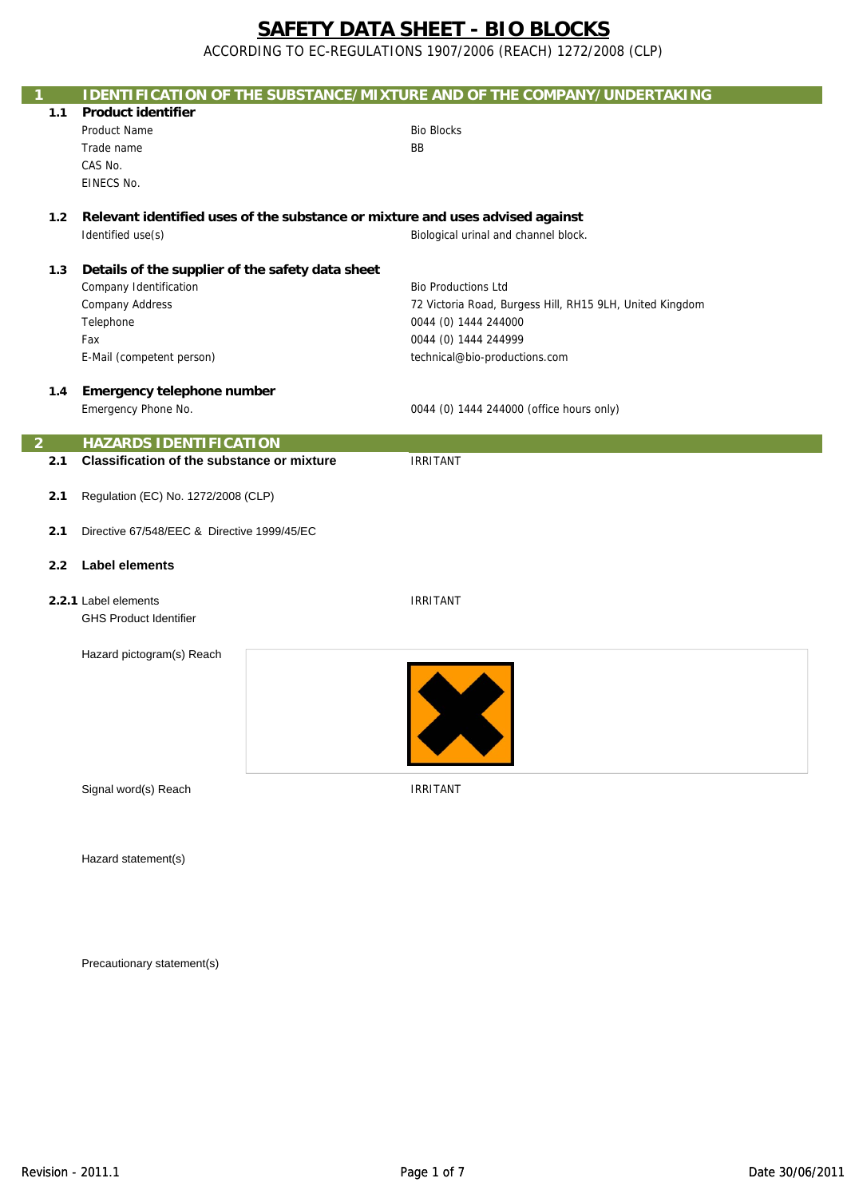# SAFETY DATA SHEET - BIO BLOCKS

ACCORDING TO EC-REGULATIONS 1907/2006 (REACH) 1272/2008 (CLP)

## 1 IDENTIFICATION OF THE SUBSTANCE/MIXTURE AND OF THE COMPANY/UNDERTAKING

### 1.1 Product identifier

| | |
|---|---|
| Product Name | Bio Blocks |
| Trade name | BB |
| CAS No. | |
| EINECS No. | |

### 1.2 Relevant identified uses of the substance or mixture and uses advised against

| | |
|---|---|
| Identified use(s) | Biological urinal and channel block. |

### 1.3 Details of the supplier of the safety data sheet

| | |
|---|---|
| Company Identification | Bio Productions Ltd |
| Company Address | 72 Victoria Road, Burgess Hill, RH15 9LH, United Kingdom |
| Telephone | 0044 (0) 1444 244000 |
| Fax | 0044 (0) 1444 244999 |
| E-Mail (competent person) | technical@bio-productions.com |

### 1.4 Emergency telephone number

| | |
|---|---|
| Emergency Phone No. | 0044 (0) 1444 244000 (office hours only) |

## 2 HAZARDS IDENTIFICATION

**2.1 Classification of the substance or mixture** — IRRITANT

**2.1** Regulation (EC) No. 1272/2008 (CLP)

**2.1** Directive 67/548/EEC & Directive 1999/45/EC

### 2.2 Label elements

**2.2.1** Label elements — IRRITANT

GHS Product Identifier

Hazard pictogram(s) Reach

Signal word(s) Reach — IRRITANT

Hazard statement(s)

Precautionary statement(s)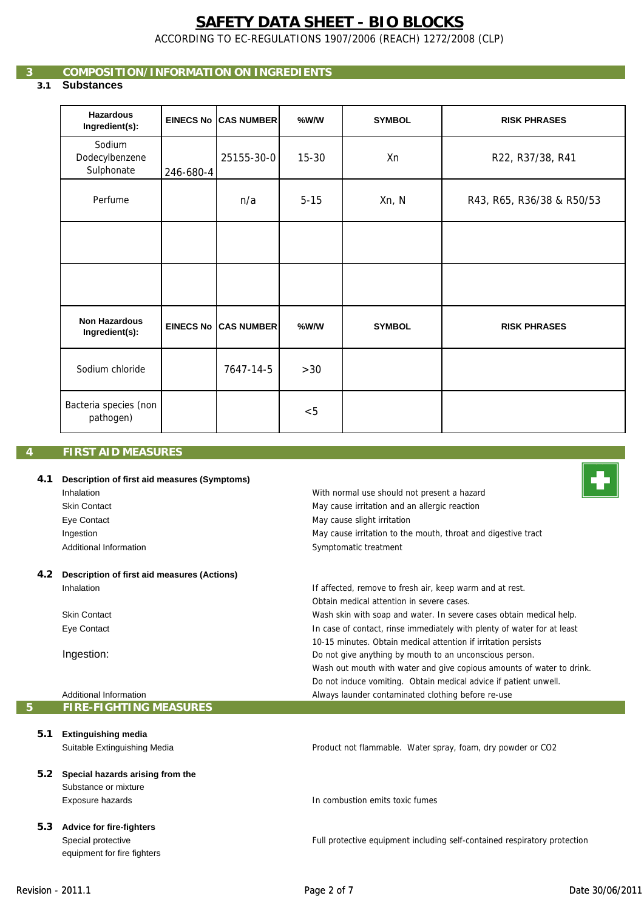## 3 COMPOSITION/INFORMATION ON INGREDIENTS

### 3.1 Substances

| Hazardous Ingredient(s): | EINECS No | CAS NUMBER | %W/W | SYMBOL | RISK PHRASES |
|---|---|---|---|---|---|
| Sodium Dodecylbenzene Sulphonate | 246-680-4 | 25155-30-0 | 15-30 | Xn | R22, R37/38, R41 |
| Perfume | | n/a | 5-15 | Xn, N | R43, R65, R36/38 & R50/53 |
| | | | | | |
| | | | | | |
| **Non Hazardous Ingredient(s):** | **EINECS No** | **CAS NUMBER** | **%W/W** | **SYMBOL** | **RISK PHRASES** |
| Sodium chloride | | 7647-14-5 | >30 | | |
| Bacteria species (non pathogen) | | | <5 | | |

## 4 FIRST AID MEASURES

### 4.1 Description of first aid measures (Symptoms)

| | |
|---|---|
| Inhalation | With normal use should not present a hazard |
| Skin Contact | May cause irritation and an allergic reaction |
| Eye Contact | May cause slight irritation |
| Ingestion | May cause irritation to the mouth, throat and digestive tract |
| Additional Information | Symptomatic treatment |

### 4.2 Description of first aid measures (Actions)

| | |
|---|---|
| Inhalation | If affected, remove to fresh air, keep warm and at rest. Obtain medical attention in severe cases. |
| Skin Contact | Wash skin with soap and water. In severe cases obtain medical help. |
| Eye Contact | In case of contact, rinse immediately with plenty of water for at least 10-15 minutes. Obtain medical attention if irritation persists |
| Ingestion: | Do not give anything by mouth to an unconscious person. Wash out mouth with water and give copious amounts of water to drink. Do not induce vomiting. Obtain medical advice if patient unwell. |
| Additional Information | Always launder contaminated clothing before re-use |

## 5 FIRE-FIGHTING MEASURES

### 5.1 Extinguishing media

| | |
|---|---|
| Suitable Extinguishing Media | Product not flammable. Water spray, foam, dry powder or CO2 |

### 5.2 Special hazards arising from the Substance or mixture

| | |
|---|---|
| Exposure hazards | In combustion emits toxic fumes |

### 5.3 Advice for fire-fighters

| | |
|---|---|
| Special protective equipment for fire fighters | Full protective equipment including self-contained respiratory protection |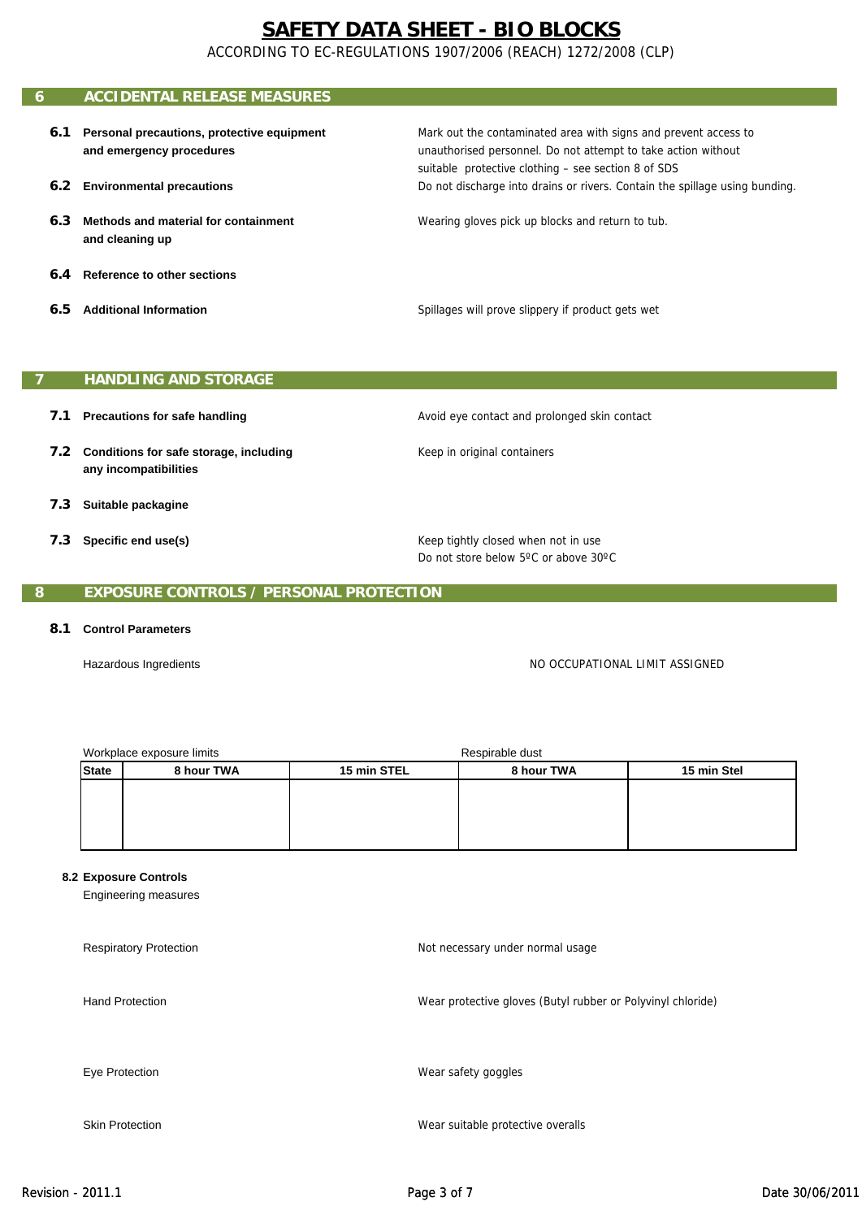# SAFETY DATA SHEET - BIO BLOCKS

ACCORDING TO EC-REGULATIONS 1907/2006 (REACH) 1272/2008 (CLP)

## 6 ACCIDENTAL RELEASE MEASURES

**6.1 Personal precautions, protective equipment and emergency procedures**
Mark out the contaminated area with signs and prevent access to unauthorised personnel. Do not attempt to take action without suitable protective clothing – see section 8 of SDS

**6.2 Environmental precautions**
Do not discharge into drains or rivers. Contain the spillage using bunding.

**6.3 Methods and material for containment and cleaning up**
Wearing gloves pick up blocks and return to tub.

**6.4 Reference to other sections**

**6.5 Additional Information**
Spillages will prove slippery if product gets wet

## 7 HANDLING AND STORAGE

**7.1 Precautions for safe handling**
Avoid eye contact and prolonged skin contact

**7.2 Conditions for safe storage, including any incompatibilities**
Keep in original containers

**7.3 Suitable packagine**

**7.3 Specific end use(s)**
Keep tightly closed when not in use
Do not store below 5ºC or above 30ºC

## 8 EXPOSURE CONTROLS / PERSONAL PROTECTION

**8.1 Control Parameters**

Hazardous Ingredients — NO OCCUPATIONAL LIMIT ASSIGNED

| | Workplace exposure limits | | Respirable dust | |
|---|---|---|---|---|
| **State** | **8 hour TWA** | **15 min STEL** | **8 hour TWA** | **15 min Stel** |
| | | | | |

**8.2 Exposure Controls**

Engineering measures

Respiratory Protection — Not necessary under normal usage

Hand Protection — Wear protective gloves (Butyl rubber or Polyvinyl chloride)

Eye Protection — Wear safety goggles

Skin Protection — Wear suitable protective overalls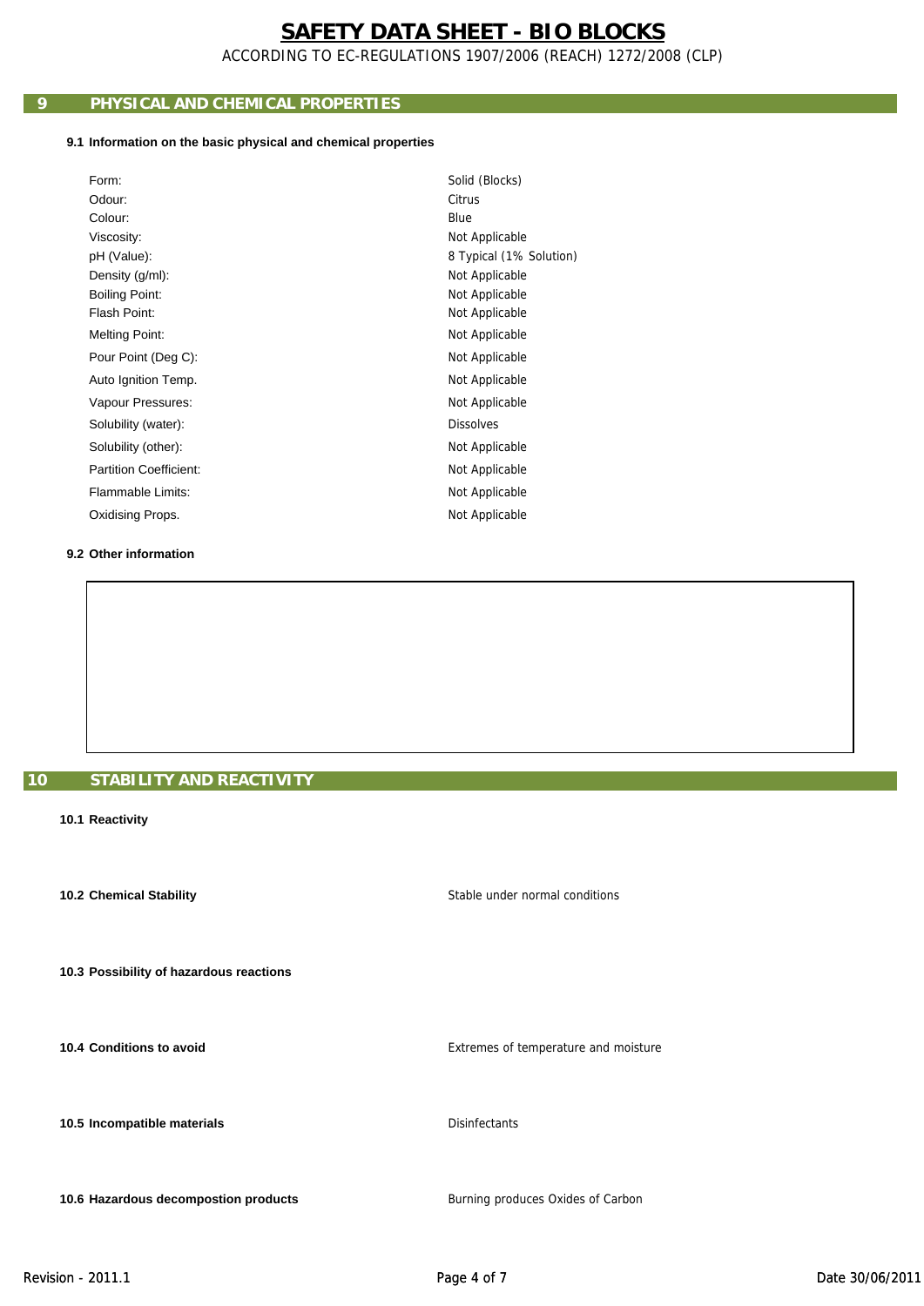# SAFETY DATA SHEET - BIO BLOCKS

ACCORDING TO EC-REGULATIONS 1907/2006 (REACH) 1272/2008 (CLP)

## 9 PHYSICAL AND CHEMICAL PROPERTIES

### 9.1 Information on the basic physical and chemical properties

| | |
|---|---|
| Form: | Solid (Blocks) |
| Odour: | Citrus |
| Colour: | Blue |
| Viscosity: | Not Applicable |
| pH (Value): | 8 Typical (1% Solution) |
| Density (g/ml): | Not Applicable |
| Boiling Point: | Not Applicable |
| Flash Point: | Not Applicable |
| Melting Point: | Not Applicable |
| Pour Point (Deg C): | Not Applicable |
| Auto Ignition Temp. | Not Applicable |
| Vapour Pressures: | Not Applicable |
| Solubility (water): | Dissolves |
| Solubility (other): | Not Applicable |
| Partition Coefficient: | Not Applicable |
| Flammable Limits: | Not Applicable |
| Oxidising Props. | Not Applicable |

### 9.2 Other information

## 10 STABILITY AND REACTIVITY

**10.1 Reactivity**

**10.2 Chemical Stability** — Stable under normal conditions

**10.3 Possibility of hazardous reactions**

**10.4 Conditions to avoid** — Extremes of temperature and moisture

**10.5 Incompatible materials** — Disinfectants

**10.6 Hazardous decompostion products** — Burning produces Oxides of Carbon

Revision - 2011.1 Date 30/06/2011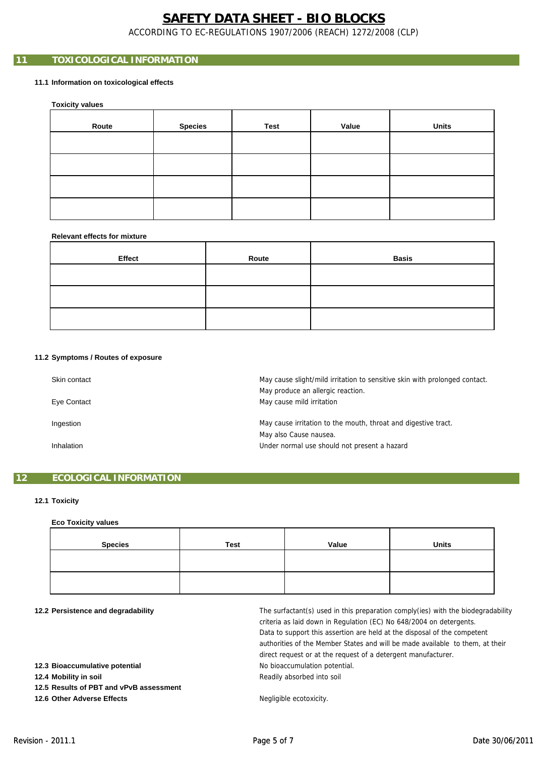## 11 TOXICOLOGICAL INFORMATION

### 11.1 Information on toxicological effects

**Toxicity values**

| Route | Species | Test | Value | Units |
|---|---|---|---|---|
| | | | | |
| | | | | |
| | | | | |
| | | | | |

**Relevant effects for mixture**

| Effect | Route | Basis |
|---|---|---|
| | | |
| | | |
| | | |

### 11.2 Symptoms / Routes of exposure

| | |
|---|---|
| Skin contact | May cause slight/mild irritation to sensitive skin with prolonged contact. May produce an allergic reaction. |
| Eye Contact | May cause mild irritation |
| Ingestion | May cause irritation to the mouth, throat and digestive tract. May also Cause nausea. |
| Inhalation | Under normal use should not present a hazard |

## 12 ECOLOGICAL INFORMATION

### 12.1 Toxicity

**Eco Toxicity values**

| Species | Test | Value | Units |
|---|---|---|---|
| | | | |
| | | | |

**12.2 Persistence and degradability** — The surfactant(s) used in this preparation comply(ies) with the biodegradability criteria as laid down in Regulation (EC) No 648/2004 on detergents. Data to support this assertion are held at the disposal of the competent authorities of the Member States and will be made available to them, at their direct request or at the request of a detergent manufacturer.

**12.3 Bioaccumulative potential** — No bioaccumulation potential.

**12.4 Mobility in soil** — Readily absorbed into soil

**12.5 Results of PBT and vPvB assessment**

**12.6 Other Adverse Effects** — Negligible ecotoxicity.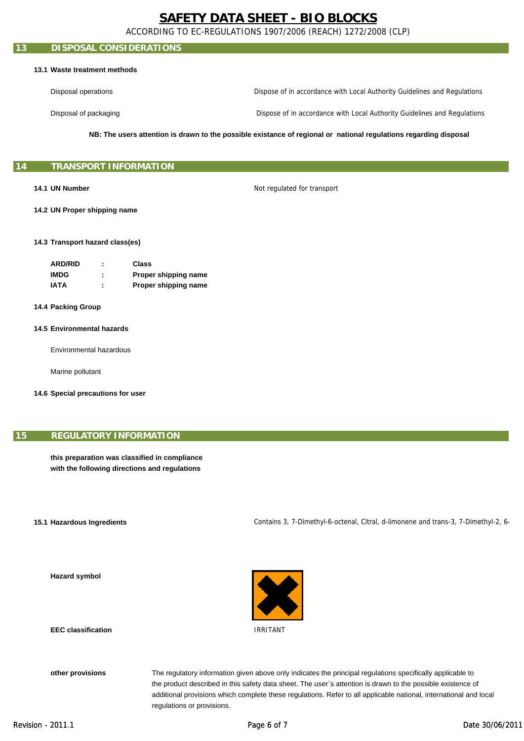## 13 DISPOSAL CONSIDERATIONS

**13.1 Waste treatment methods**

| | |
|---|---|
| Disposal operations | Dispose of in accordance with Local Authority Guidelines and Regulations |
| Disposal of packaging | Dispose of in accordance with Local Authority Guidelines and Regulations |

**NB: The users attention is drawn to the possible existance of regional or national regulations regarding disposal**

## 14 TRANSPORT INFORMATION

**14.1 UN Number** Not regulated for transport

**14.2 UN Proper shipping name**

**14.3 Transport hazard class(es)**

| | | |
|---|---|---|
| **ARD/RID** | : | **Class** |
| **IMDG** | : | **Proper shipping name** |
| **IATA** | : | **Proper shipping name** |

**14.4 Packing Group**

**14.5 Environmental hazards**

Environmental hazardous

Marine pollutant

**14.6 Special precautions for user**

## 15 REGULATORY INFORMATION

**this preparation was classified in compliance with the following directions and regulations**

**15.1 Hazardous Ingredients** Contains 3, 7-Dimethyl-6-octenal, Citral, d-limonene and trans-3, 7-Dimethyl-2, 6-

**Hazard symbol**

**EEC classification** IRRITANT

**other provisions** The regulatory information given above only indicates the principal regulations specifically applicable to the product described in this safety data sheet. The user`s attention is drawn to the possible existence of additional provisions which complete these regulations. Refer to all applicable national, international and local regulations or provisions.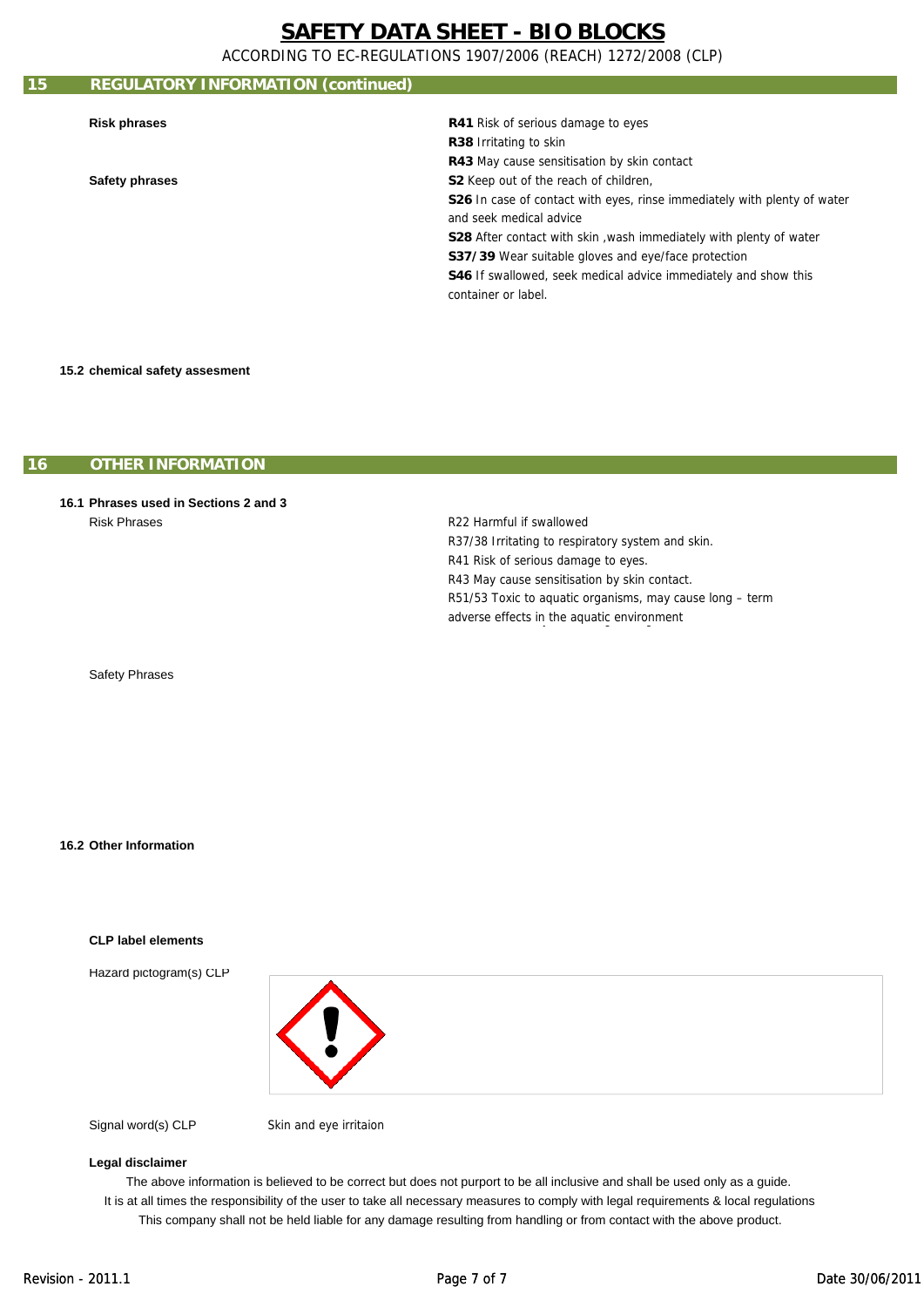# SAFETY DATA SHEET - BIO BLOCKS

ACCORDING TO EC-REGULATIONS 1907/2006 (REACH) 1272/2008 (CLP)

## 15 REGULATORY INFORMATION (continued)

| | |
|---|---|
| **Risk phrases** | **R41** Risk of serious damage to eyes<br>**R38** Irritating to skin<br>**R43** May cause sensitisation by skin contact |
| **Safety phrases** | **S2** Keep out of the reach of children,<br>**S26** In case of contact with eyes, rinse immediately with plenty of water and seek medical advice<br>**S28** After contact with skin ,wash immediately with plenty of water<br>**S37/39** Wear suitable gloves and eye/face protection<br>**S46** If swallowed, seek medical advice immediately and show this container or label. |

**15.2 chemical safety assesment**

## 16 OTHER INFORMATION

**16.1 Phrases used in Sections 2 and 3**

| | |
|---|---|
| Risk Phrases | R22 Harmful if swallowed<br>R37/38 Irritating to respiratory system and skin.<br>R41 Risk of serious damage to eyes.<br>R43 May cause sensitisation by skin contact.<br>R51/53 Toxic to aquatic organisms, may cause long – term adverse effects in the aquatic environment |
| Safety Phrases | |

**16.2 Other Information**

**CLP label elements**

Hazard pictogram(s) CLP

Signal word(s) CLP Skin and eye irritaion

**Legal disclaimer**

The above information is believed to be correct but does not purport to be all inclusive and shall be used only as a guide.
It is at all times the responsibility of the user to take all necessary measures to comply with legal requirements & local regulations
This company shall not be held liable for any damage resulting from handling or from contact with the above product.

Revision - 2011.1 Date 30/06/2011